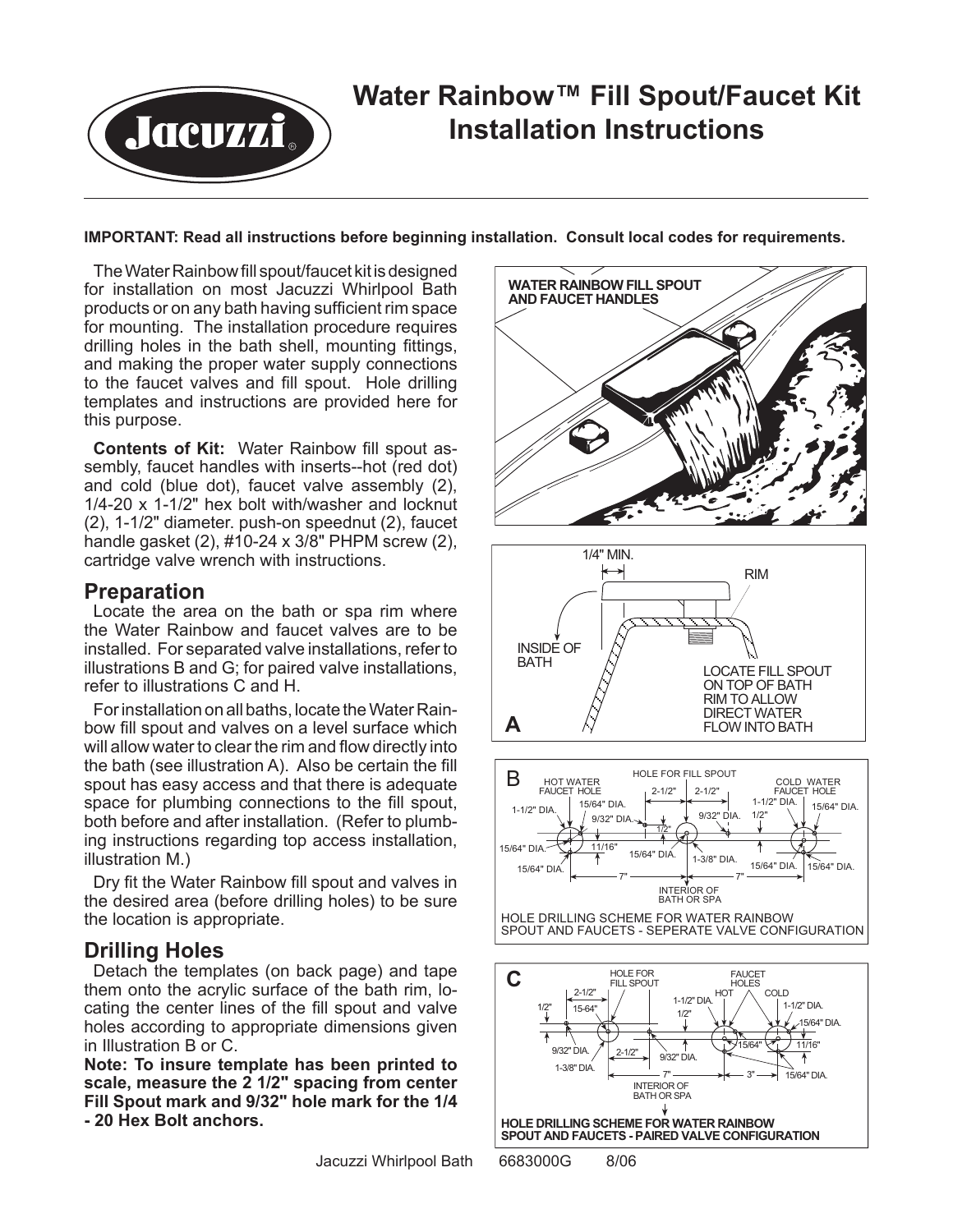# Water Rainbow™ Fill Spout/Faucet Kit Installation Instructions

**IMPORTANT: Read all instructions before beginning installation. Consult local codes for requirements.**

The Water Rainbow fill spout/faucet kit is designed for installation on most Jacuzzi Whirlpool Bath products or on any bath having sufficient rim space for mounting. The installation procedure requires drilling holes in the bath shell, mounting fittings, and making the proper water supply connections to the faucet valves and fill spout. Hole drilling templates and instructions are provided here for this purpose.

**Contents of Kit:** Water Rainbow fill spout assembly, faucet handles with inserts--hot (red dot) and cold (blue dot), faucet valve assembly (2), 1/4-20 x 1-1/2" hex bolt with/washer and locknut (2), 1-1/2" diameter. push-on speednut (2), faucet handle gasket (2), #10-24 x 3/8" PHPM screw (2), cartridge valve wrench with instructions.

## Preparation

Locate the area on the bath or spa rim where the Water Rainbow and faucet valves are to be installed. For separated valve installations, refer to illustrations B and G; for paired valve installations, refer to illustrations C and H.

For installation on all baths, locate the Water Rainbow fill spout and valves on a level surface which will allow water to clear the rim and flow directly into the bath (see illustration A). Also be certain the fill spout has easy access and that there is adequate space for plumbing connections to the fill spout, both before and after installation. (Refer to plumbing instructions regarding top access installation, illustration M.)

Dry fit the Water Rainbow fill spout and valves in the desired area (before drilling holes) to be sure the location is appropriate.

## Drilling Holes

Detach the templates (on back page) and tape them onto the acrylic surface of the bath rim, locating the center lines of the fill spout and valve holes according to appropriate dimensions given in Illustration B or C.

**Note: To insure template has been printed to scale, measure the 2 1/2" spacing from center Fill Spout mark and 9/32" hole mark for the 1/4 - 20 Hex Bolt anchors.**

WATER RAINBOW FILL SPOUT AND FAUCET HANDLES

**A** — 1/4" MIN. · RIM · INSIDE OF BATH · LOCATE FILL SPOUT ON TOP OF BATH RIM TO ALLOW DIRECT WATER FLOW INTO BATH

**B** — HOT WATER FAUCET HOLE · HOLE FOR FILL SPOUT · COLD WATER FAUCET HOLE · 2-1/2" · 2-1/2" · 1-1/2" DIA. · 15/64" DIA. · 9/32" DIA. · 1/2" · 11/16" · 1-3/8" DIA. · 7" · 7" · INTERIOR OF BATH OR SPA

HOLE DRILLING SCHEME FOR WATER RAINBOW SPOUT AND FAUCETS - SEPERATE VALVE CONFIGURATION

**C** — HOLE FOR FILL SPOUT · FAUCET HOLES · HOT · COLD · 2-1/2" · 1/2" · 15-64" · 1-1/2" DIA. · 15/64" DIA. · 9/32" DIA. · 2-1/2" · 1-3/8" DIA. · 15/64" · 11/16" · 7" · 3" · INTERIOR OF BATH OR SPA

**HOLE DRILLING SCHEME FOR WATER RAINBOW SPOUT AND FAUCETS - PAIRED VALVE CONFIGURATION**

Jacuzzi Whirlpool Bath 6683000G 8/06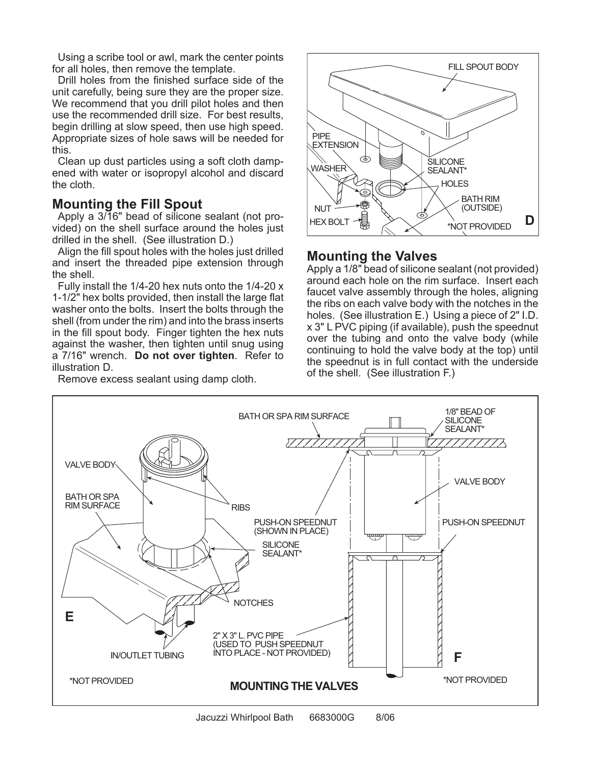Using a scribe tool or awl, mark the center points for all holes, then remove the template.

Drill holes from the finished surface side of the unit carefully, being sure they are the proper size. We recommend that you drill pilot holes and then use the recommended drill size. For best results, begin drilling at slow speed, then use high speed. Appropriate sizes of hole saws will be needed for this.

Clean up dust particles using a soft cloth dampened with water or isopropyl alcohol and discard the cloth.

## Mounting the Fill Spout

Apply a 3/16" bead of silicone sealant (not provided) on the shell surface around the holes just drilled in the shell. (See illustration D.)

Align the fill spout holes with the holes just drilled and insert the threaded pipe extension through the shell.

Fully install the 1/4-20 hex nuts onto the 1/4-20 x 1-1/2" hex bolts provided, then install the large flat washer onto the bolts. Insert the bolts through the shell (from under the rim) and into the brass inserts in the fill spout body. Finger tighten the hex nuts against the washer, then tighten until snug using a 7/16" wrench. **Do not over tighten**. Refer to illustration D.

Remove excess sealant using damp cloth.

FILL SPOUT BODY
PIPE EXTENSION
WASHER
SILICONE SEALANT*
HOLES
BATH RIM (OUTSIDE)
NUT
HEX BOLT
*NOT PROVIDED
D

## Mounting the Valves

Apply a 1/8" bead of silicone sealant (not provided) around each hole on the rim surface. Insert each faucet valve assembly through the holes, aligning the ribs on each valve body with the notches in the holes. (See illustration E.) Using a piece of 2" I.D. x 3" L PVC piping (if available), push the speednut over the tubing and onto the valve body (while continuing to hold the valve body at the top) until the speednut is in full contact with the underside of the shell. (See illustration F.)

VALVE BODY
BATH OR SPA RIM SURFACE
RIBS
SILICONE SEALANT*
NOTCHES
IN/OUTLET TUBING
E
*NOT PROVIDED

BATH OR SPA RIM SURFACE
1/8" BEAD OF SILICONE SEALANT*
VALVE BODY
PUSH-ON SPEEDNUT (SHOWN IN PLACE)
PUSH-ON SPEEDNUT
2" X 3" L. PVC PIPE (USED TO PUSH SPEEDNUT INTO PLACE - NOT PROVIDED)
F
*NOT PROVIDED

**MOUNTING THE VALVES**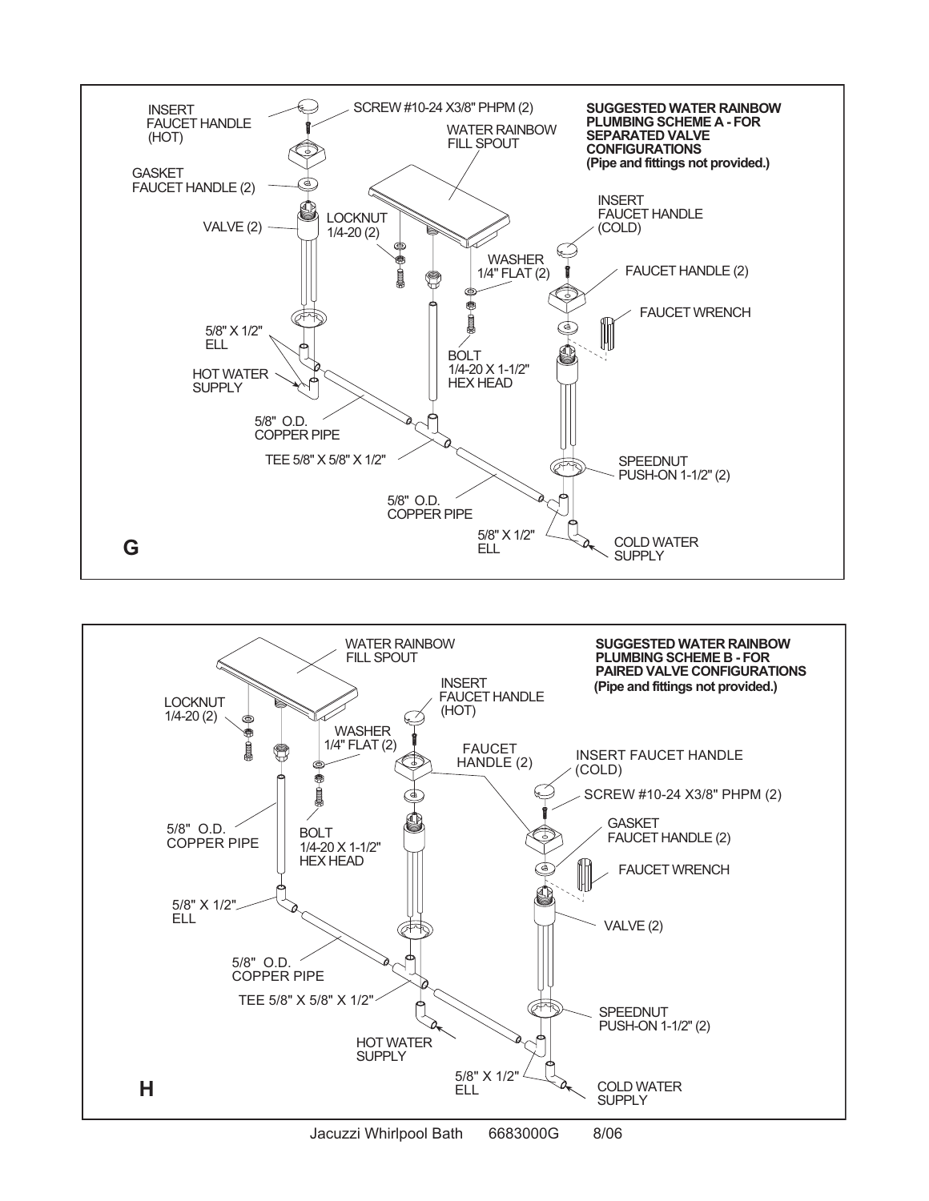**SUGGESTED WATER RAINBOW PLUMBING SCHEME A - FOR SEPARATED VALVE CONFIGURATIONS**
**(Pipe and fittings not provided.)**

INSERT FAUCET HANDLE (HOT)

SCREW #10-24 X3/8" PHPM (2)

WATER RAINBOW FILL SPOUT

GASKET FAUCET HANDLE (2)

VALVE (2)

LOCKNUT 1/4-20 (2)

INSERT FAUCET HANDLE (COLD)

WASHER 1/4" FLAT (2)

FAUCET HANDLE (2)

FAUCET WRENCH

5/8" X 1/2" ELL

HOT WATER SUPPLY

BOLT 1/4-20 X 1-1/2" HEX HEAD

5/8" O.D. COPPER PIPE

TEE 5/8" X 5/8" X 1/2"

SPEEDNUT PUSH-ON 1-1/2" (2)

5/8" O.D. COPPER PIPE

5/8" X 1/2" ELL

COLD WATER SUPPLY

**G**

**SUGGESTED WATER RAINBOW PLUMBING SCHEME B - FOR PAIRED VALVE CONFIGURATIONS**
**(Pipe and fittings not provided.)**

WATER RAINBOW FILL SPOUT

INSERT FAUCET HANDLE (HOT)

LOCKNUT 1/4-20 (2)

WASHER 1/4" FLAT (2)

FAUCET HANDLE (2)

INSERT FAUCET HANDLE (COLD)

SCREW #10-24 X3/8" PHPM (2)

GASKET FAUCET HANDLE (2)

5/8" O.D. COPPER PIPE

BOLT 1/4-20 X 1-1/2" HEX HEAD

FAUCET WRENCH

5/8" X 1/2" ELL

VALVE (2)

5/8" O.D. COPPER PIPE

TEE 5/8" X 5/8" X 1/2"

SPEEDNUT PUSH-ON 1-1/2" (2)

HOT WATER SUPPLY

5/8" X 1/2" ELL

COLD WATER SUPPLY

**H**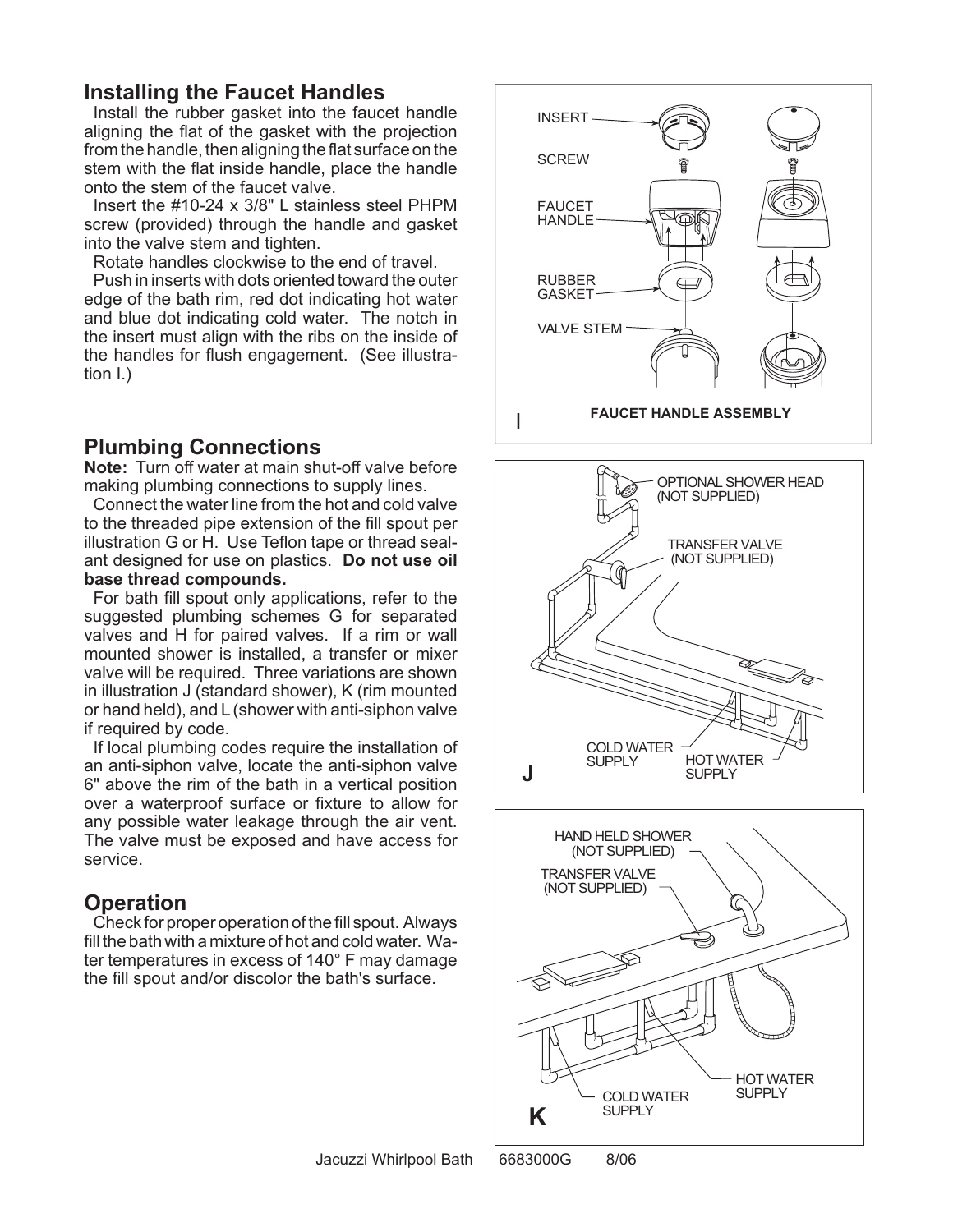## Installing the Faucet Handles

Install the rubber gasket into the faucet handle aligning the flat of the gasket with the projection from the handle, then aligning the flat surface on the stem with the flat inside handle, place the handle onto the stem of the faucet valve.

Insert the #10-24 x 3/8" L stainless steel PHPM screw (provided) through the handle and gasket into the valve stem and tighten.

Rotate handles clockwise to the end of travel.

Push in inserts with dots oriented toward the outer edge of the bath rim, red dot indicating hot water and blue dot indicating cold water. The notch in the insert must align with the ribs on the inside of the handles for flush engagement. (See illustration I.)

## Plumbing Connections

**Note:** Turn off water at main shut-off valve before making plumbing connections to supply lines.

Connect the water line from the hot and cold valve to the threaded pipe extension of the fill spout per illustration G or H. Use Teflon tape or thread sealant designed for use on plastics. **Do not use oil base thread compounds.**

For bath fill spout only applications, refer to the suggested plumbing schemes G for separated valves and H for paired valves. If a rim or wall mounted shower is installed, a transfer or mixer valve will be required. Three variations are shown in illustration J (standard shower), K (rim mounted or hand held), and L (shower with anti-siphon valve if required by code.

If local plumbing codes require the installation of an anti-siphon valve, locate the anti-siphon valve 6" above the rim of the bath in a vertical position over a waterproof surface or fixture to allow for any possible water leakage through the air vent. The valve must be exposed and have access for service.

## Operation

Check for proper operation of the fill spout. Always fill the bath with a mixture of hot and cold water. Water temperatures in excess of 140° F may damage the fill spout and/or discolor the bath's surface.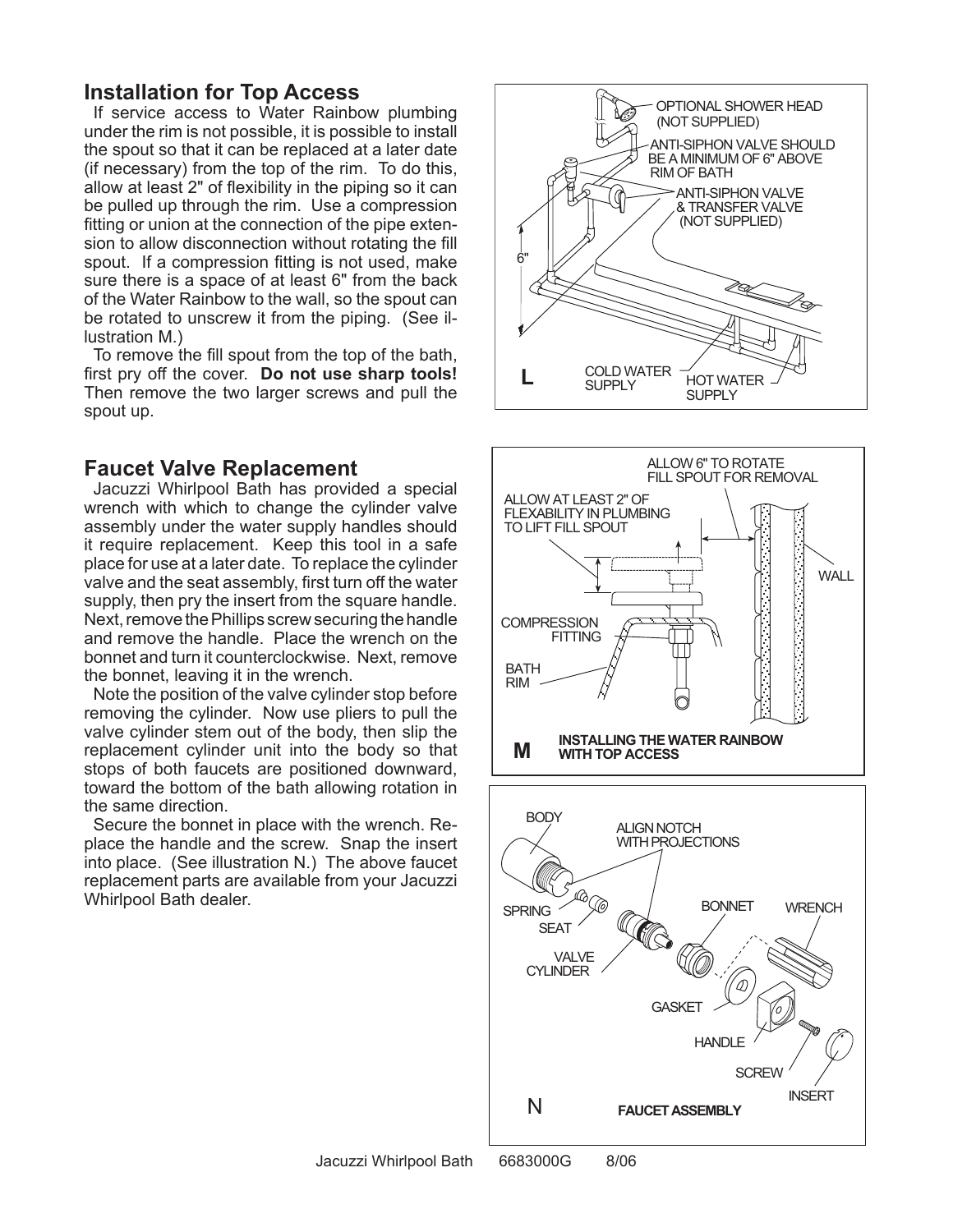## Installation for Top Access

If service access to Water Rainbow plumbing under the rim is not possible, it is possible to install the spout so that it can be replaced at a later date (if necessary) from the top of the rim. To do this, allow at least 2" of flexibility in the piping so it can be pulled up through the rim. Use a compression fitting or union at the connection of the pipe extension to allow disconnection without rotating the fill spout. If a compression fitting is not used, make sure there is a space of at least 6" from the back of the Water Rainbow to the wall, so the spout can be rotated to unscrew it from the piping. (See illustration M.)

To remove the fill spout from the top of the bath, first pry off the cover. **Do not use sharp tools!** Then remove the two larger screws and pull the spout up.

## Faucet Valve Replacement

Jacuzzi Whirlpool Bath has provided a special wrench with which to change the cylinder valve assembly under the water supply handles should it require replacement. Keep this tool in a safe place for use at a later date. To replace the cylinder valve and the seat assembly, first turn off the water supply, then pry the insert from the square handle. Next, remove the Phillips screw securing the handle and remove the handle. Place the wrench on the bonnet and turn it counterclockwise. Next, remove the bonnet, leaving it in the wrench.

Note the position of the valve cylinder stop before removing the cylinder. Now use pliers to pull the valve cylinder stem out of the body, then slip the replacement cylinder unit into the body so that stops of both faucets are positioned downward, toward the bottom of the bath allowing rotation in the same direction.

Secure the bonnet in place with the wrench. Replace the handle and the screw. Snap the insert into place. (See illustration N.) The above faucet replacement parts are available from your Jacuzzi Whirlpool Bath dealer.

OPTIONAL SHOWER HEAD (NOT SUPPLIED)

ANTI-SIPHON VALVE SHOULD BE A MINIMUM OF 6" ABOVE RIM OF BATH

ANTI-SIPHON VALVE & TRANSFER VALVE (NOT SUPPLIED)

6"

COLD WATER SUPPLY

HOT WATER SUPPLY

L

ALLOW 6" TO ROTATE FILL SPOUT FOR REMOVAL

ALLOW AT LEAST 2" OF FLEXABILITY IN PLUMBING TO LIFT FILL SPOUT

WALL

COMPRESSION FITTING

BATH RIM

**M INSTALLING THE WATER RAINBOW WITH TOP ACCESS**

BODY

ALIGN NOTCH WITH PROJECTIONS

SPRING

SEAT

VALVE CYLINDER

BONNET

WRENCH

GASKET

HANDLE

SCREW

INSERT

**N FAUCET ASSEMBLY**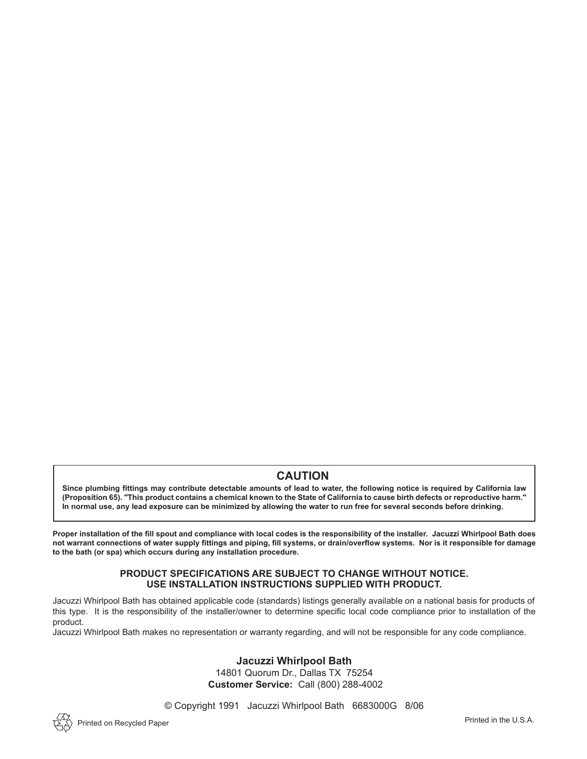## CAUTION

**Since plumbing fittings may contribute detectable amounts of lead to water, the following notice is required by California law (Proposition 65). "This product contains a chemical known to the State of California to cause birth defects or reproductive harm." In normal use, any lead exposure can be minimized by allowing the water to run free for several seconds before drinking.**

**Proper installation of the fill spout and compliance with local codes is the responsibility of the installer. Jacuzzi Whirlpool Bath does not warrant connections of water supply fittings and piping, fill systems, or drain/overflow systems. Nor is it responsible for damage to the bath (or spa) which occurs during any installation procedure.**

**PRODUCT SPECIFICATIONS ARE SUBJECT TO CHANGE WITHOUT NOTICE.**
**USE INSTALLATION INSTRUCTIONS SUPPLIED WITH PRODUCT.**

Jacuzzi Whirlpool Bath has obtained applicable code (standards) listings generally available on a national basis for products of this type. It is the responsibility of the installer/owner to determine specific local code compliance prior to installation of the product.
Jacuzzi Whirlpool Bath makes no representation or warranty regarding, and will not be responsible for any code compliance.

**Jacuzzi Whirlpool Bath**
14801 Quorum Dr., Dallas TX 75254
**Customer Service:** Call (800) 288-4002

© Copyright 1991 Jacuzzi Whirlpool Bath 6683000G 8/06

Printed on Recycled Paper

Printed in the U.S.A.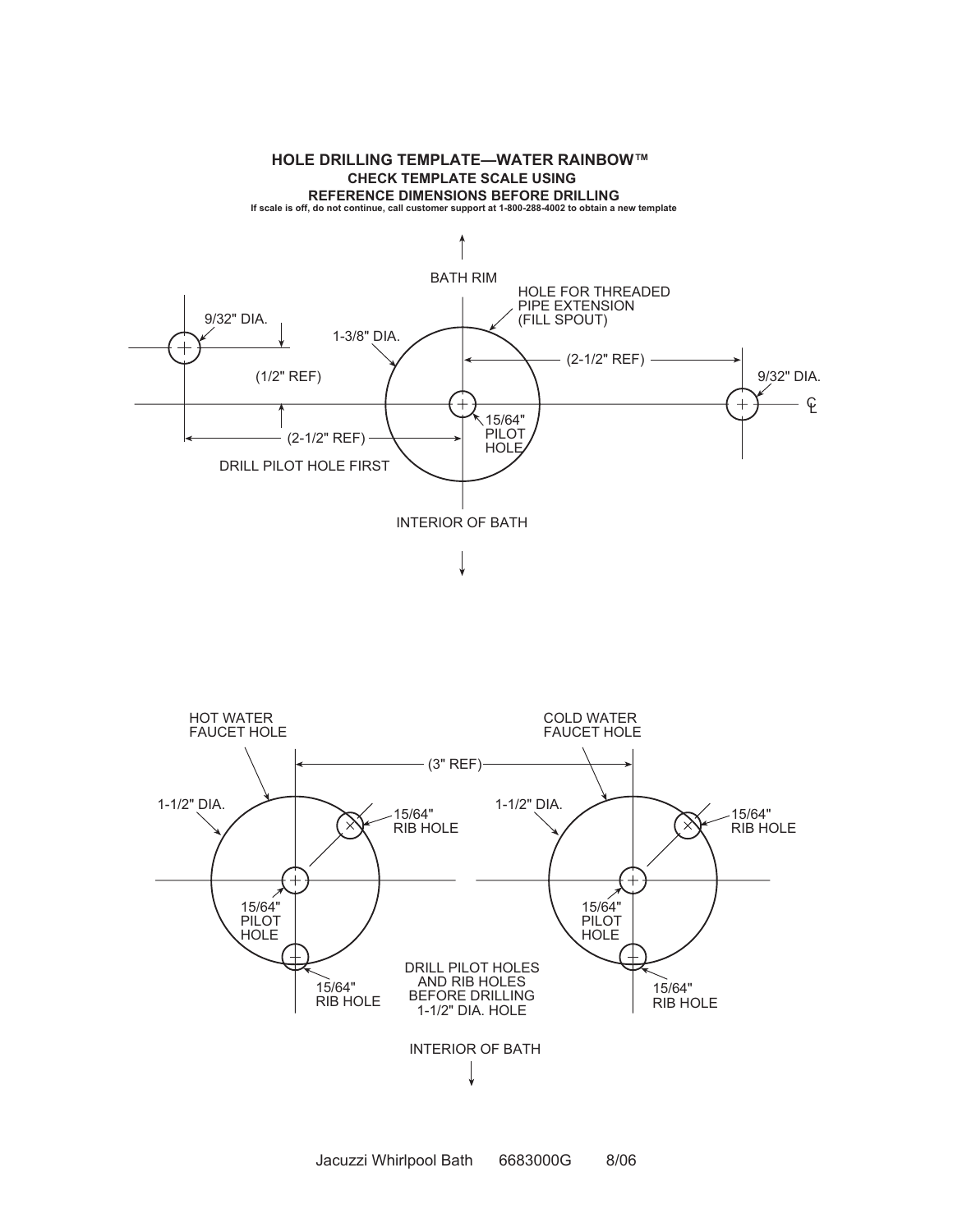# HOLE DRILLING TEMPLATE—WATER RAINBOW™

**CHECK TEMPLATE SCALE USING**
**REFERENCE DIMENSIONS BEFORE DRILLING**

**If scale is off, do not continue, call customer support at 1-800-288-4002 to obtain a new template**

BATH RIM

HOLE FOR THREADED PIPE EXTENSION (FILL SPOUT)

9/32" DIA.

1-3/8" DIA.

(2-1/2" REF)

(1/2" REF)

9/32" DIA.

15/64" PILOT HOLE

(2-1/2" REF)

DRILL PILOT HOLE FIRST

INTERIOR OF BATH

HOT WATER FAUCET HOLE

COLD WATER FAUCET HOLE

(3" REF)

1-1/2" DIA.

15/64" RIB HOLE

1-1/2" DIA.

15/64" RIB HOLE

15/64" PILOT HOLE

15/64" PILOT HOLE

15/64" RIB HOLE

DRILL PILOT HOLES AND RIB HOLES BEFORE DRILLING 1-1/2" DIA. HOLE

15/64" RIB HOLE

INTERIOR OF BATH

Jacuzzi Whirlpool Bath 6683000G 8/06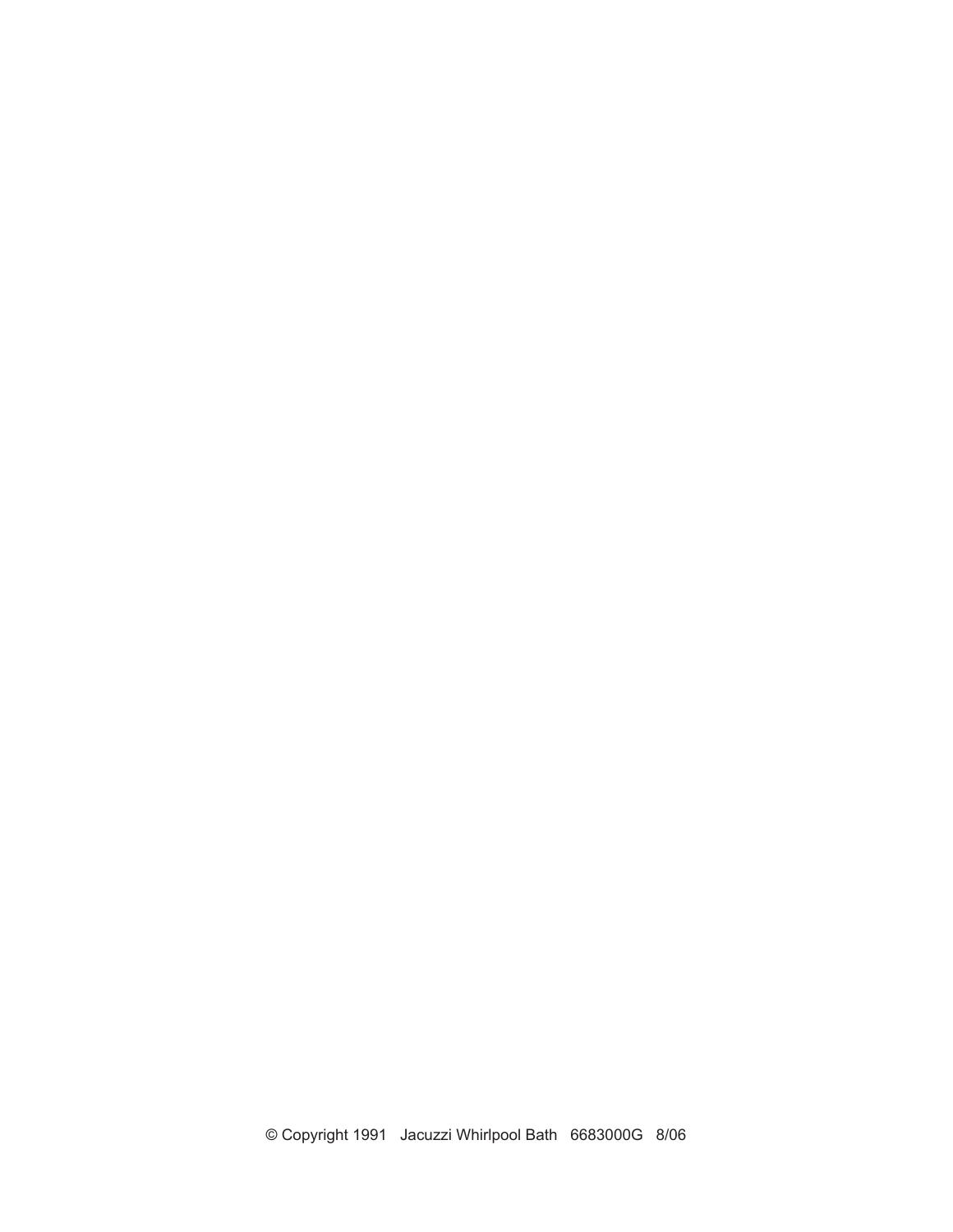© Copyright 1991 Jacuzzi Whirlpool Bath 6683000G 8/06